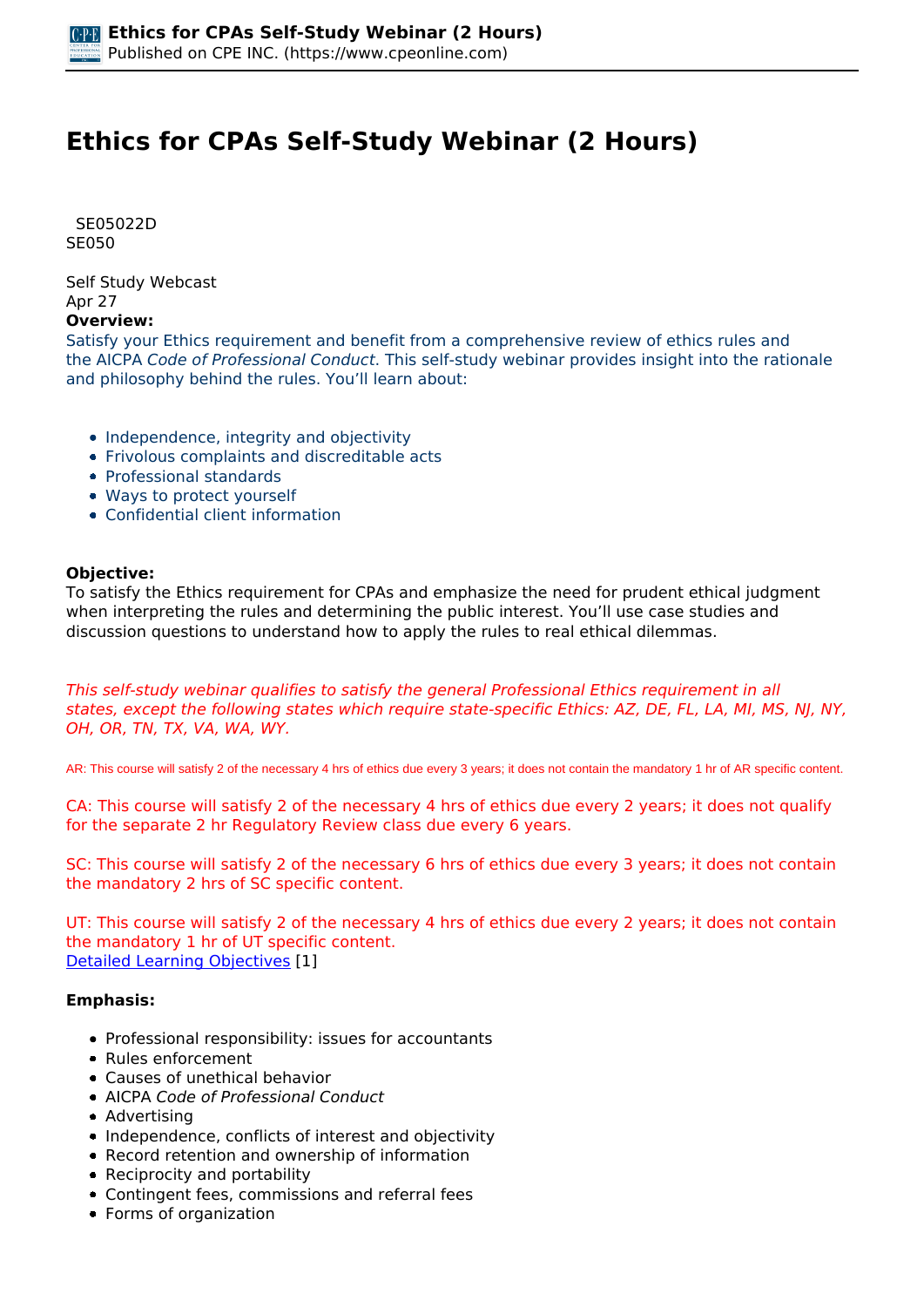# Ethics for CPAs Self-Study Webinar (2 Hours)

SE05022D
SE050

Self Study Webcast
Apr 27

**Overview:**

Satisfy your Ethics requirement and benefit from a comprehensive review of ethics rules and the AICPA *Code of Professional Conduct*. This self-study webinar provides insight into the rationale and philosophy behind the rules. You'll learn about:

- Independence, integrity and objectivity
- Frivolous complaints and discreditable acts
- Professional standards
- Ways to protect yourself
- Confidential client information

**Objective:**

To satisfy the Ethics requirement for CPAs and emphasize the need for prudent ethical judgment when interpreting the rules and determining the public interest. You'll use case studies and discussion questions to understand how to apply the rules to real ethical dilemmas.

*This self-study webinar qualifies to satisfy the general Professional Ethics requirement in all states, except the following states which require state-specific Ethics: AZ, DE, FL, LA, MI, MS, NJ, NY, OH, OR, TN, TX, VA, WA, WY.*

AR: This course will satisfy 2 of the necessary 4 hrs of ethics due every 3 years; it does not contain the mandatory 1 hr of AR specific content.

CA: This course will satisfy 2 of the necessary 4 hrs of ethics due every 2 years; it does not qualify for the separate 2 hr Regulatory Review class due every 6 years.

SC: This course will satisfy 2 of the necessary 6 hrs of ethics due every 3 years; it does not contain the mandatory 2 hrs of SC specific content.

UT: This course will satisfy 2 of the necessary 4 hrs of ethics due every 2 years; it does not contain the mandatory 1 hr of UT specific content.
Detailed Learning Objectives [1]

**Emphasis:**

- Professional responsibility: issues for accountants
- Rules enforcement
- Causes of unethical behavior
- AICPA *Code of Professional Conduct*
- Advertising
- Independence, conflicts of interest and objectivity
- Record retention and ownership of information
- Reciprocity and portability
- Contingent fees, commissions and referral fees
- Forms of organization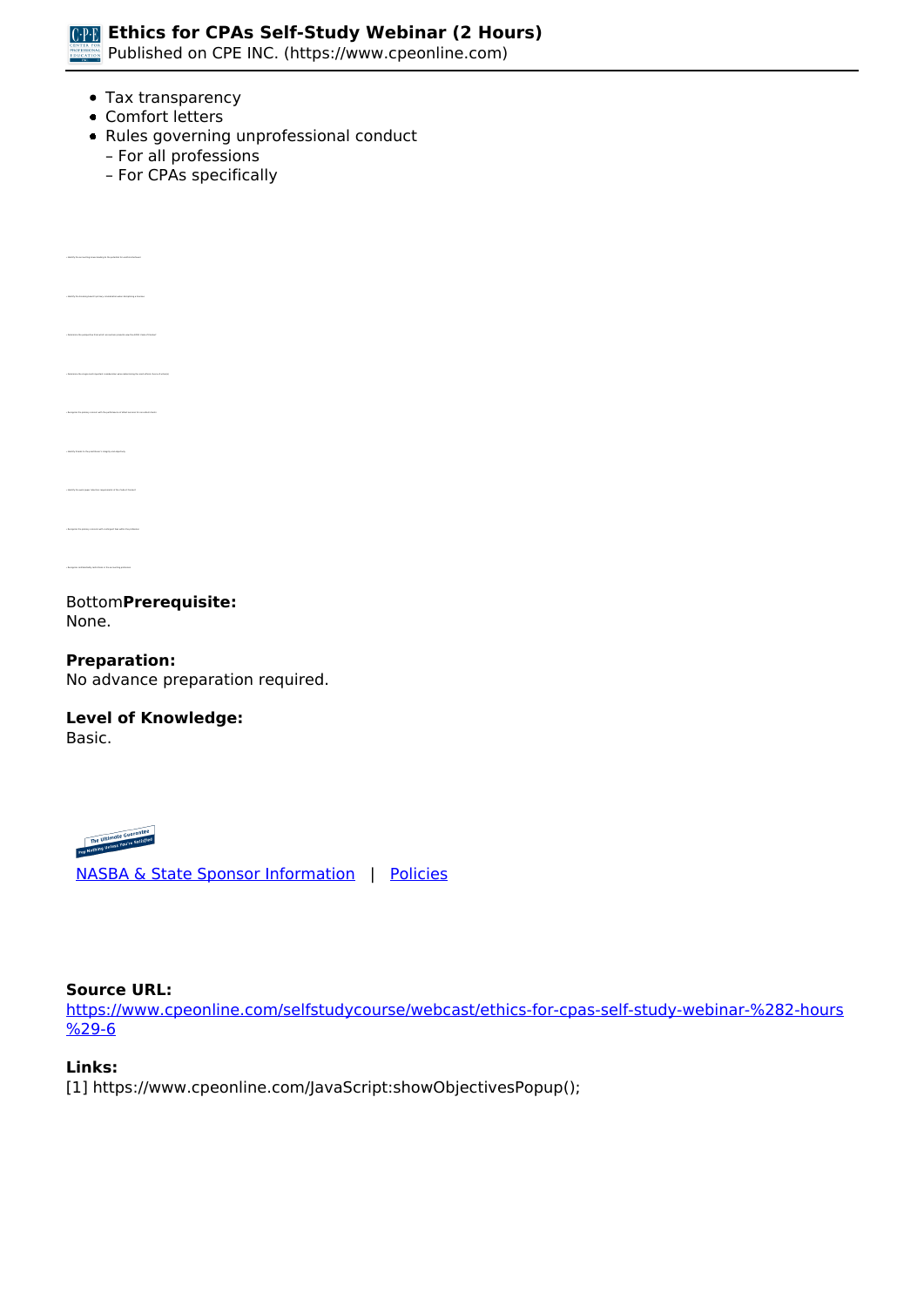- Tax transparency
- Comfort letters
- Rules governing unprofessional conduct
  – For all professions
  – For CPAs specifically

Bottom**Prerequisite:**
None.

**Preparation:**
No advance preparation required.

**Level of Knowledge:**
Basic.

[NASBA & State Sponsor Information](#) | [Policies](#)

**Source URL:**
[https://www.cpeonline.com/selfstudycourse/webcast/ethics-for-cpas-self-study-webinar-%282-hours%29-6](https://www.cpeonline.com/selfstudycourse/webcast/ethics-for-cpas-self-study-webinar-%282-hours%29-6)

**Links:**
[1] https://www.cpeonline.com/JavaScript:showObjectivesPopup();